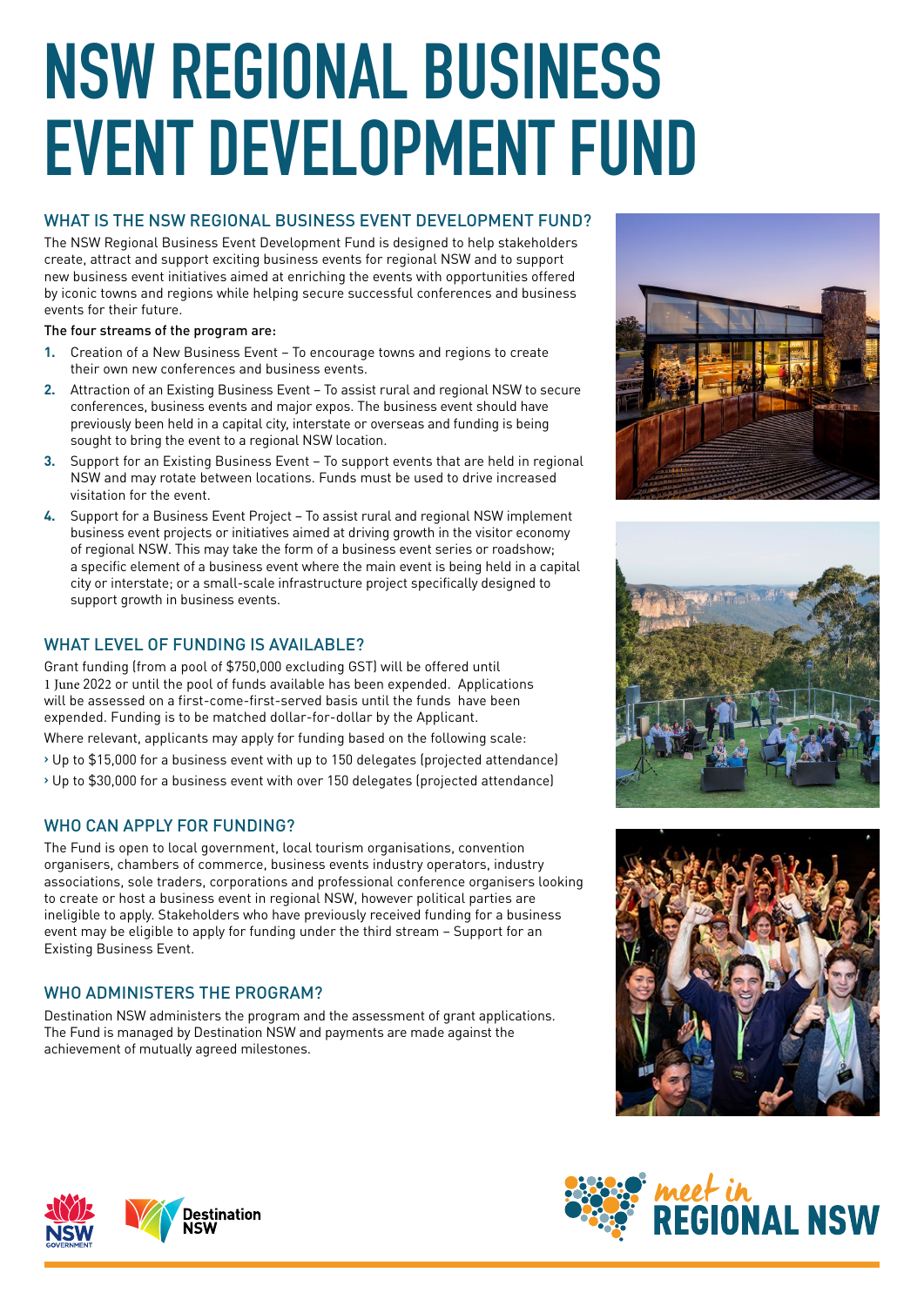# NSW REGIONAL BUSINESS EVENT DEVELOPMENT FUND

## WHAT IS THE NSW REGIONAL BUSINESS EVENT DEVELOPMENT FUND?

The NSW Regional Business Event Development Fund is designed to help stakeholders create, attract and support exciting business events for regional NSW and to support new business event initiatives aimed at enriching the events with opportunities offered by iconic towns and regions while helping secure successful conferences and business events for their future.

The four streams of the program are:

1. Creation of a New Business Event – To encourage towns and regions to create their own new conferences and business events.
2. Attraction of an Existing Business Event – To assist rural and regional NSW to secure conferences, business events and major expos. The business event should have previously been held in a capital city, interstate or overseas and funding is being sought to bring the event to a regional NSW location.
3. Support for an Existing Business Event – To support events that are held in regional NSW and may rotate between locations. Funds must be used to drive increased visitation for the event.
4. Support for a Business Event Project – To assist rural and regional NSW implement business event projects or initiatives aimed at driving growth in the visitor economy of regional NSW. This may take the form of a business event series or roadshow; a specific element of a business event where the main event is being held in a capital city or interstate; or a small-scale infrastructure project specifically designed to support growth in business events.

## WHAT LEVEL OF FUNDING IS AVAILABLE?

Grant funding (from a pool of $750,000 excluding GST) will be offered until 1 June 2022 or until the pool of funds available has been expended. Applications will be assessed on a first-come-first-served basis until the funds have been expended. Funding is to be matched dollar-for-dollar by the Applicant.

Where relevant, applicants may apply for funding based on the following scale:

- Up to $15,000 for a business event with up to 150 delegates (projected attendance)
- Up to $30,000 for a business event with over 150 delegates (projected attendance)

## WHO CAN APPLY FOR FUNDING?

The Fund is open to local government, local tourism organisations, convention organisers, chambers of commerce, business events industry operators, industry associations, sole traders, corporations and professional conference organisers looking to create or host a business event in regional NSW, however political parties are ineligible to apply. Stakeholders who have previously received funding for a business event may be eligible to apply for funding under the third stream – Support for an Existing Business Event.

## WHO ADMINISTERS THE PROGRAM?

Destination NSW administers the program and the assessment of grant applications. The Fund is managed by Destination NSW and payments are made against the achievement of mutually agreed milestones.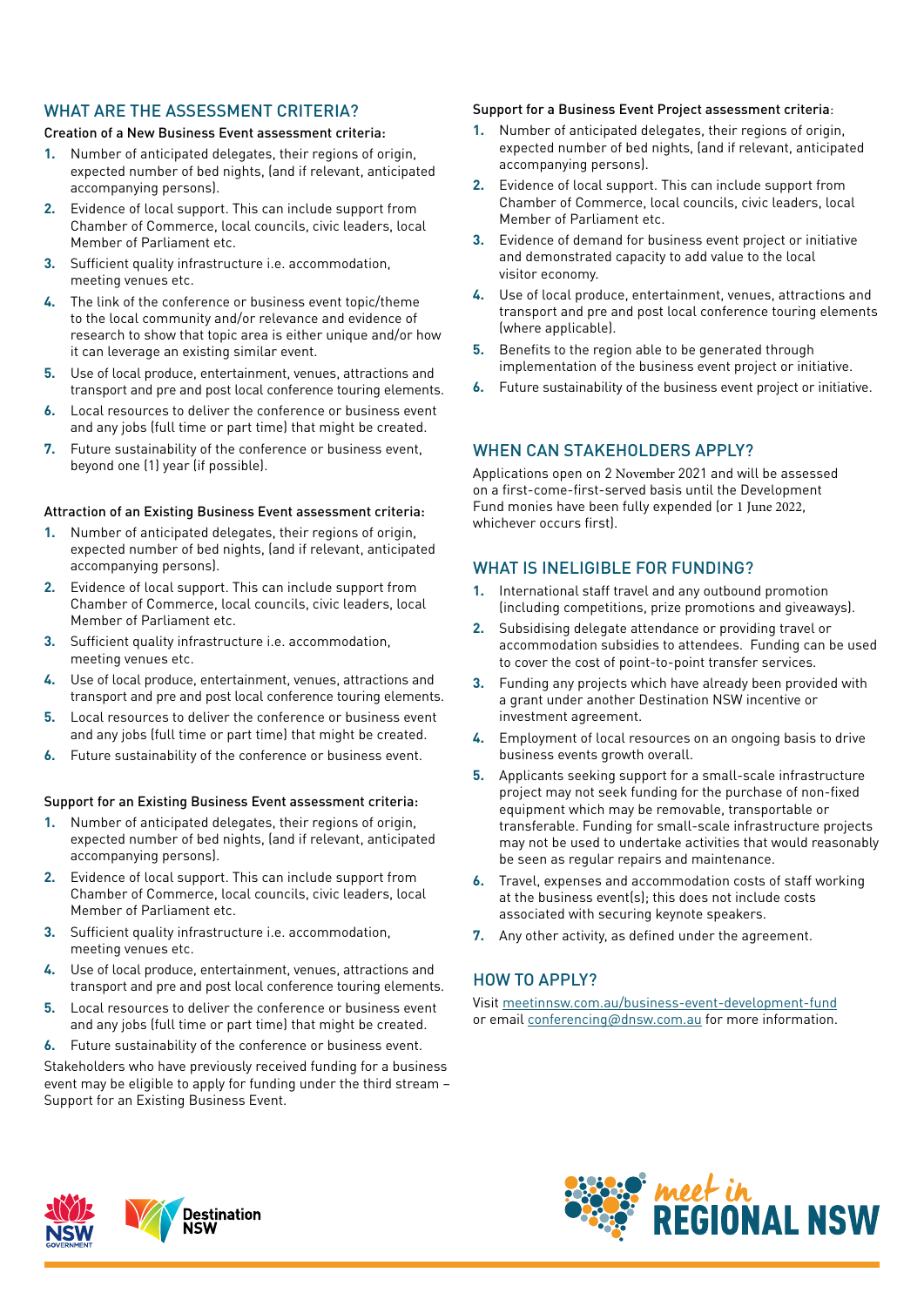## WHAT ARE THE ASSESSMENT CRITERIA?

**Creation of a New Business Event assessment criteria:**

1. Number of anticipated delegates, their regions of origin, expected number of bed nights, (and if relevant, anticipated accompanying persons).
2. Evidence of local support. This can include support from Chamber of Commerce, local councils, civic leaders, local Member of Parliament etc.
3. Sufficient quality infrastructure i.e. accommodation, meeting venues etc.
4. The link of the conference or business event topic/theme to the local community and/or relevance and evidence of research to show that topic area is either unique and/or how it can leverage an existing similar event.
5. Use of local produce, entertainment, venues, attractions and transport and pre and post local conference touring elements.
6. Local resources to deliver the conference or business event and any jobs (full time or part time) that might be created.
7. Future sustainability of the conference or business event, beyond one (1) year (if possible).

**Attraction of an Existing Business Event assessment criteria:**

1. Number of anticipated delegates, their regions of origin, expected number of bed nights, (and if relevant, anticipated accompanying persons).
2. Evidence of local support. This can include support from Chamber of Commerce, local councils, civic leaders, local Member of Parliament etc.
3. Sufficient quality infrastructure i.e. accommodation, meeting venues etc.
4. Use of local produce, entertainment, venues, attractions and transport and pre and post local conference touring elements.
5. Local resources to deliver the conference or business event and any jobs (full time or part time) that might be created.
6. Future sustainability of the conference or business event.

**Support for an Existing Business Event assessment criteria:**

1. Number of anticipated delegates, their regions of origin, expected number of bed nights, (and if relevant, anticipated accompanying persons).
2. Evidence of local support. This can include support from Chamber of Commerce, local councils, civic leaders, local Member of Parliament etc.
3. Sufficient quality infrastructure i.e. accommodation, meeting venues etc.
4. Use of local produce, entertainment, venues, attractions and transport and pre and post local conference touring elements.
5. Local resources to deliver the conference or business event and any jobs (full time or part time) that might be created.
6. Future sustainability of the conference or business event.

Stakeholders who have previously received funding for a business event may be eligible to apply for funding under the third stream – Support for an Existing Business Event.

**Support for a Business Event Project assessment criteria:**

1. Number of anticipated delegates, their regions of origin, expected number of bed nights, (and if relevant, anticipated accompanying persons).
2. Evidence of local support. This can include support from Chamber of Commerce, local councils, civic leaders, local Member of Parliament etc.
3. Evidence of demand for business event project or initiative and demonstrated capacity to add value to the local visitor economy.
4. Use of local produce, entertainment, venues, attractions and transport and pre and post local conference touring elements (where applicable).
5. Benefits to the region able to be generated through implementation of the business event project or initiative.
6. Future sustainability of the business event project or initiative.

## WHEN CAN STAKEHOLDERS APPLY?

Applications open on 2 November 2021 and will be assessed on a first-come-first-served basis until the Development Fund monies have been fully expended (or 1 June 2022, whichever occurs first).

## WHAT IS INELIGIBLE FOR FUNDING?

1. International staff travel and any outbound promotion (including competitions, prize promotions and giveaways).
2. Subsidising delegate attendance or providing travel or accommodation subsidies to attendees. Funding can be used to cover the cost of point-to-point transfer services.
3. Funding any projects which have already been provided with a grant under another Destination NSW incentive or investment agreement.
4. Employment of local resources on an ongoing basis to drive business events growth overall.
5. Applicants seeking support for a small-scale infrastructure project may not seek funding for the purchase of non-fixed equipment which may be removable, transportable or transferable. Funding for small-scale infrastructure projects may not be used to undertake activities that would reasonably be seen as regular repairs and maintenance.
6. Travel, expenses and accommodation costs of staff working at the business event(s); this does not include costs associated with securing keynote speakers.
7. Any other activity, as defined under the agreement.

## HOW TO APPLY?

Visit meetinnsw.com.au/business-event-development-fund or email conferencing@dnsw.com.au for more information.